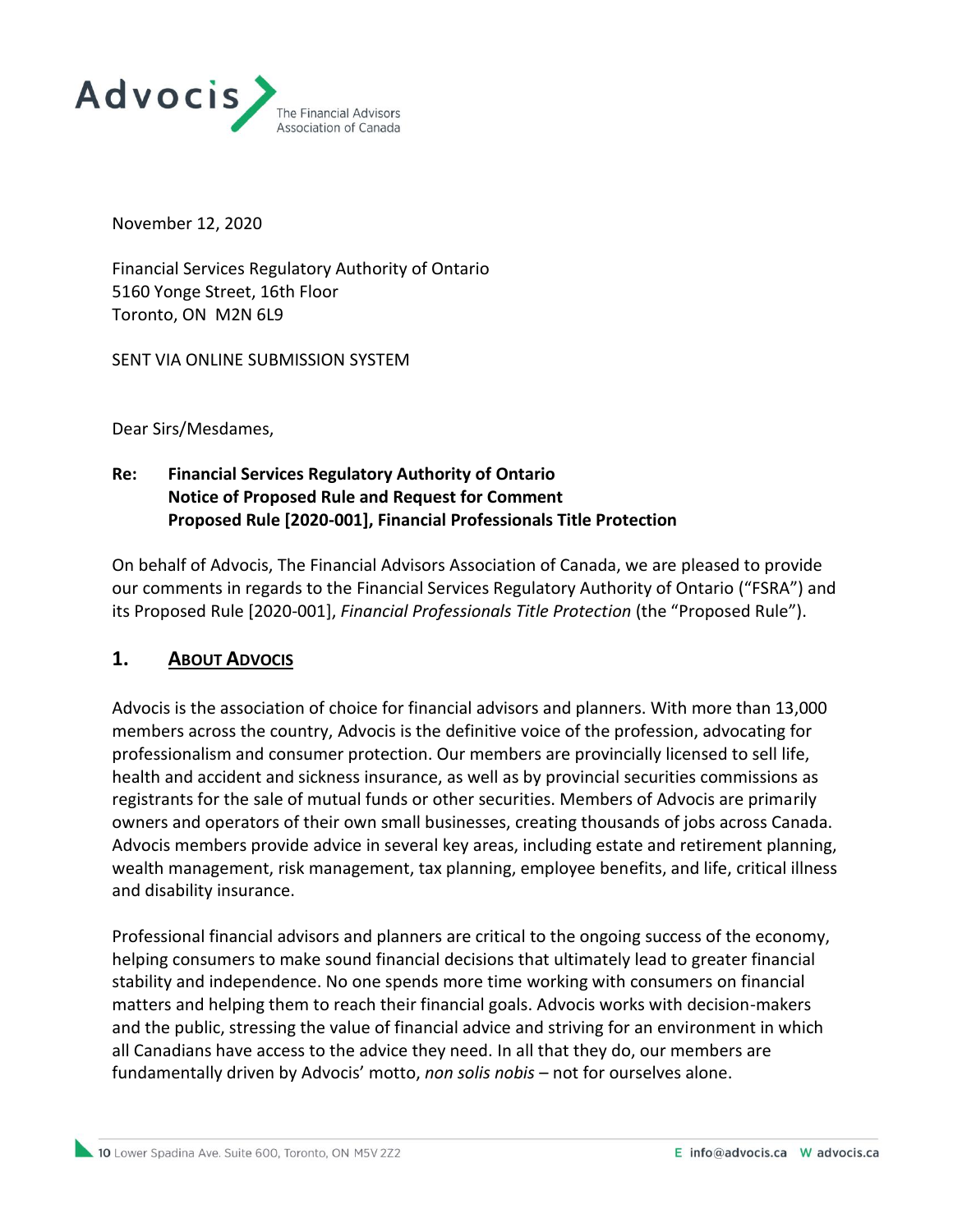Advocis — The Financial Advisors Association of Canada

November 12, 2020

Financial Services Regulatory Authority of Ontario
5160 Yonge Street, 16th Floor
Toronto, ON M2N 6L9

SENT VIA ONLINE SUBMISSION SYSTEM

Dear Sirs/Mesdames,

**Re: Financial Services Regulatory Authority of Ontario**
**Notice of Proposed Rule and Request for Comment**
**Proposed Rule [2020-001], Financial Professionals Title Protection**

On behalf of Advocis, The Financial Advisors Association of Canada, we are pleased to provide our comments in regards to the Financial Services Regulatory Authority of Ontario ("FSRA") and its Proposed Rule [2020-001], *Financial Professionals Title Protection* (the "Proposed Rule").

## 1. About Advocis

Advocis is the association of choice for financial advisors and planners. With more than 13,000 members across the country, Advocis is the definitive voice of the profession, advocating for professionalism and consumer protection. Our members are provincially licensed to sell life, health and accident and sickness insurance, as well as by provincial securities commissions as registrants for the sale of mutual funds or other securities. Members of Advocis are primarily owners and operators of their own small businesses, creating thousands of jobs across Canada. Advocis members provide advice in several key areas, including estate and retirement planning, wealth management, risk management, tax planning, employee benefits, and life, critical illness and disability insurance.

Professional financial advisors and planners are critical to the ongoing success of the economy, helping consumers to make sound financial decisions that ultimately lead to greater financial stability and independence. No one spends more time working with consumers on financial matters and helping them to reach their financial goals. Advocis works with decision-makers and the public, stressing the value of financial advice and striving for an environment in which all Canadians have access to the advice they need. In all that they do, our members are fundamentally driven by Advocis' motto, *non solis nobis* – not for ourselves alone.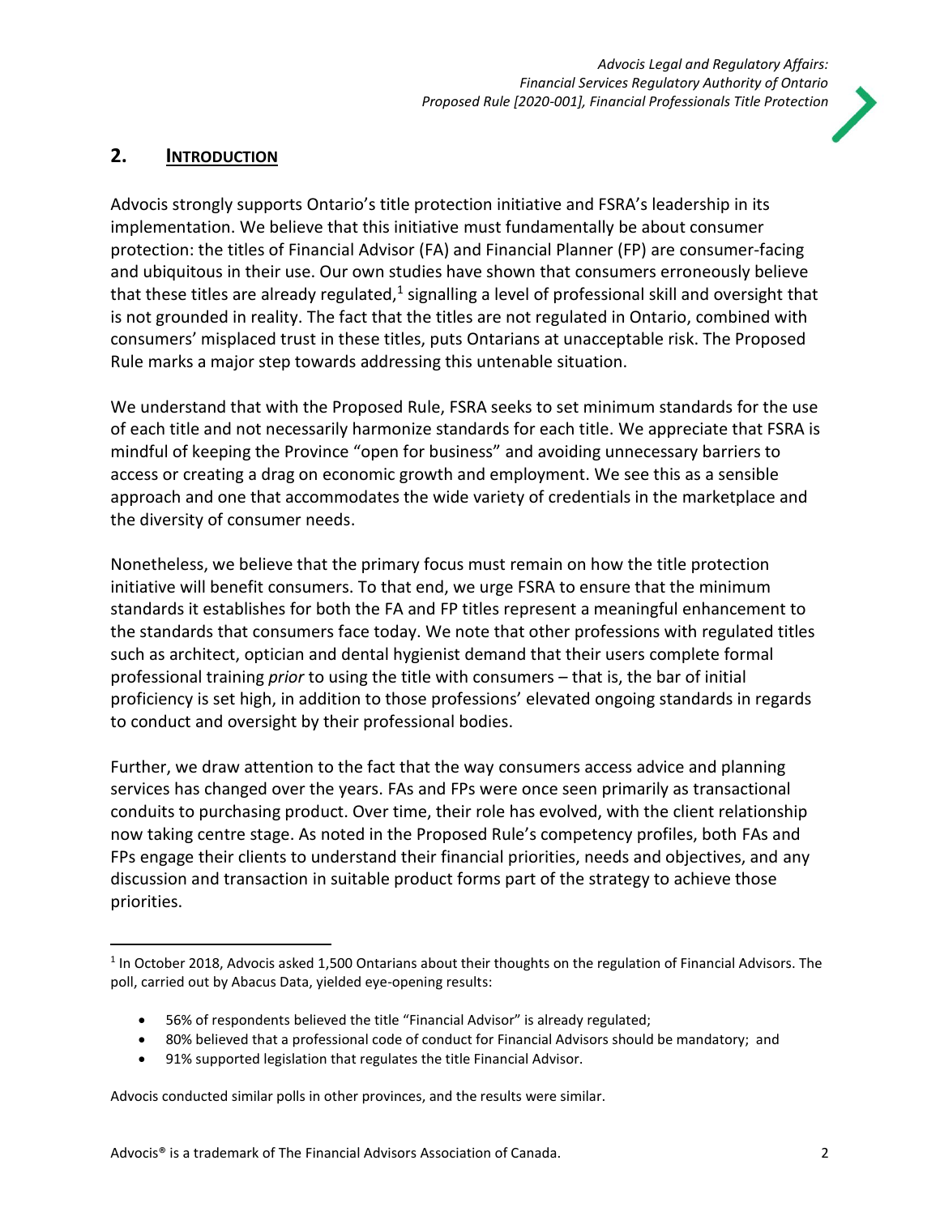## 2. INTRODUCTION

Advocis strongly supports Ontario's title protection initiative and FSRA's leadership in its implementation. We believe that this initiative must fundamentally be about consumer protection: the titles of Financial Advisor (FA) and Financial Planner (FP) are consumer-facing and ubiquitous in their use. Our own studies have shown that consumers erroneously believe that these titles are already regulated,[1] signalling a level of professional skill and oversight that is not grounded in reality. The fact that the titles are not regulated in Ontario, combined with consumers' misplaced trust in these titles, puts Ontarians at unacceptable risk. The Proposed Rule marks a major step towards addressing this untenable situation.

We understand that with the Proposed Rule, FSRA seeks to set minimum standards for the use of each title and not necessarily harmonize standards for each title. We appreciate that FSRA is mindful of keeping the Province "open for business" and avoiding unnecessary barriers to access or creating a drag on economic growth and employment. We see this as a sensible approach and one that accommodates the wide variety of credentials in the marketplace and the diversity of consumer needs.

Nonetheless, we believe that the primary focus must remain on how the title protection initiative will benefit consumers. To that end, we urge FSRA to ensure that the minimum standards it establishes for both the FA and FP titles represent a meaningful enhancement to the standards that consumers face today. We note that other professions with regulated titles such as architect, optician and dental hygienist demand that their users complete formal professional training *prior* to using the title with consumers – that is, the bar of initial proficiency is set high, in addition to those professions' elevated ongoing standards in regards to conduct and oversight by their professional bodies.

Further, we draw attention to the fact that the way consumers access advice and planning services has changed over the years. FAs and FPs were once seen primarily as transactional conduits to purchasing product. Over time, their role has evolved, with the client relationship now taking centre stage. As noted in the Proposed Rule's competency profiles, both FAs and FPs engage their clients to understand their financial priorities, needs and objectives, and any discussion and transaction in suitable product forms part of the strategy to achieve those priorities.

---

[1] In October 2018, Advocis asked 1,500 Ontarians about their thoughts on the regulation of Financial Advisors. The poll, carried out by Abacus Data, yielded eye-opening results:

- 56% of respondents believed the title "Financial Advisor" is already regulated;
- 80% believed that a professional code of conduct for Financial Advisors should be mandatory; and
- 91% supported legislation that regulates the title Financial Advisor.

Advocis conducted similar polls in other provinces, and the results were similar.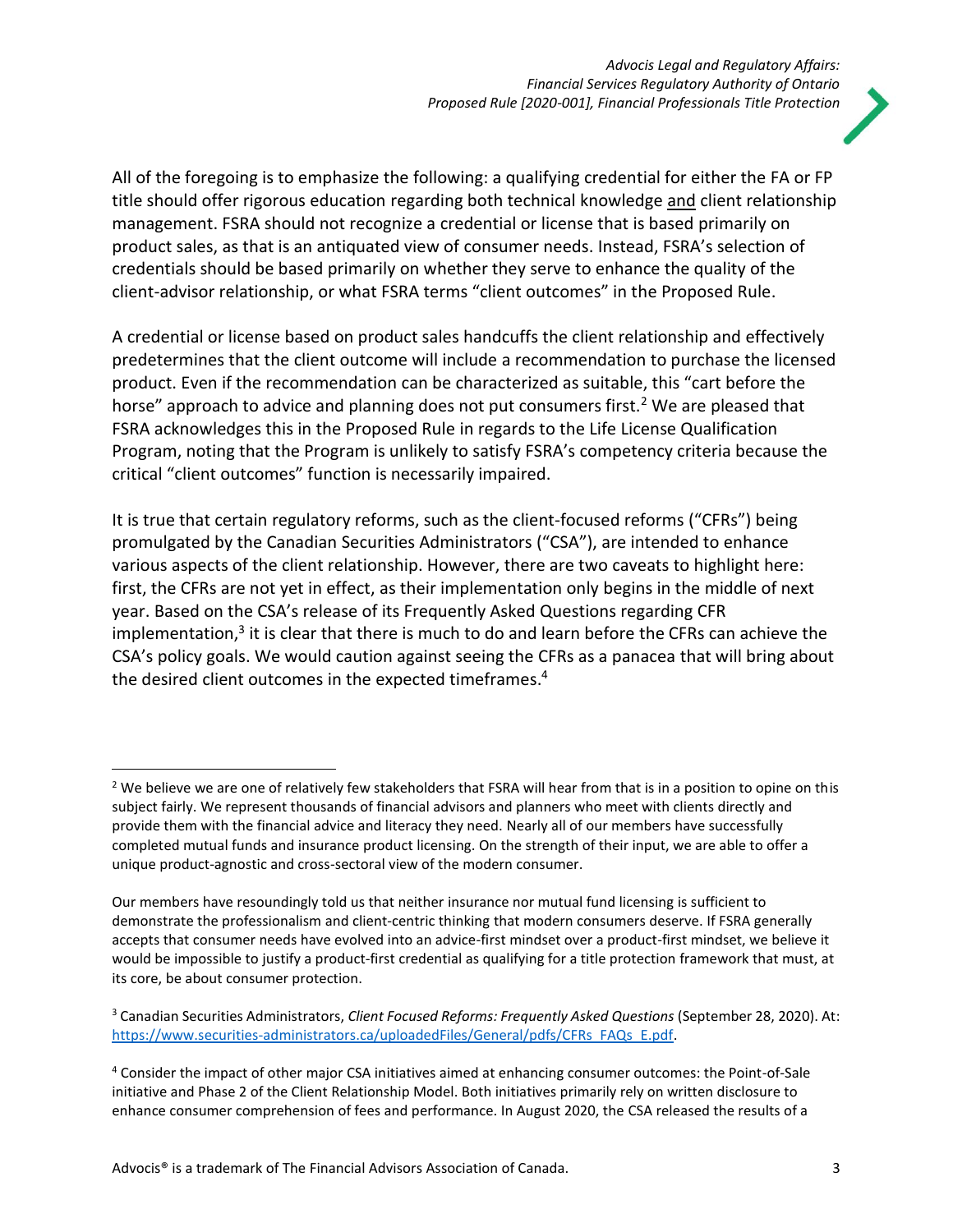All of the foregoing is to emphasize the following: a qualifying credential for either the FA or FP title should offer rigorous education regarding both technical knowledge <u>and</u> client relationship management. FSRA should not recognize a credential or license that is based primarily on product sales, as that is an antiquated view of consumer needs. Instead, FSRA's selection of credentials should be based primarily on whether they serve to enhance the quality of the client-advisor relationship, or what FSRA terms "client outcomes" in the Proposed Rule.

A credential or license based on product sales handcuffs the client relationship and effectively predetermines that the client outcome will include a recommendation to purchase the licensed product. Even if the recommendation can be characterized as suitable, this "cart before the horse" approach to advice and planning does not put consumers first.[2] We are pleased that FSRA acknowledges this in the Proposed Rule in regards to the Life License Qualification Program, noting that the Program is unlikely to satisfy FSRA's competency criteria because the critical "client outcomes" function is necessarily impaired.

It is true that certain regulatory reforms, such as the client-focused reforms ("CFRs") being promulgated by the Canadian Securities Administrators ("CSA"), are intended to enhance various aspects of the client relationship. However, there are two caveats to highlight here: first, the CFRs are not yet in effect, as their implementation only begins in the middle of next year. Based on the CSA's release of its Frequently Asked Questions regarding CFR implementation,[3] it is clear that there is much to do and learn before the CFRs can achieve the CSA's policy goals. We would caution against seeing the CFRs as a panacea that will bring about the desired client outcomes in the expected timeframes.[4]

---

[2] We believe we are one of relatively few stakeholders that FSRA will hear from that is in a position to opine on this subject fairly. We represent thousands of financial advisors and planners who meet with clients directly and provide them with the financial advice and literacy they need. Nearly all of our members have successfully completed mutual funds and insurance product licensing. On the strength of their input, we are able to offer a unique product-agnostic and cross-sectoral view of the modern consumer.

Our members have resoundingly told us that neither insurance nor mutual fund licensing is sufficient to demonstrate the professionalism and client-centric thinking that modern consumers deserve. If FSRA generally accepts that consumer needs have evolved into an advice-first mindset over a product-first mindset, we believe it would be impossible to justify a product-first credential as qualifying for a title protection framework that must, at its core, be about consumer protection.

[3] Canadian Securities Administrators, *Client Focused Reforms: Frequently Asked Questions* (September 28, 2020). At: [https://www.securities-administrators.ca/uploadedFiles/General/pdfs/CFRs_FAQs_E.pdf](https://www.securities-administrators.ca/uploadedFiles/General/pdfs/CFRs_FAQs_E.pdf).

[4] Consider the impact of other major CSA initiatives aimed at enhancing consumer outcomes: the Point-of-Sale initiative and Phase 2 of the Client Relationship Model. Both initiatives primarily rely on written disclosure to enhance consumer comprehension of fees and performance. In August 2020, the CSA released the results of a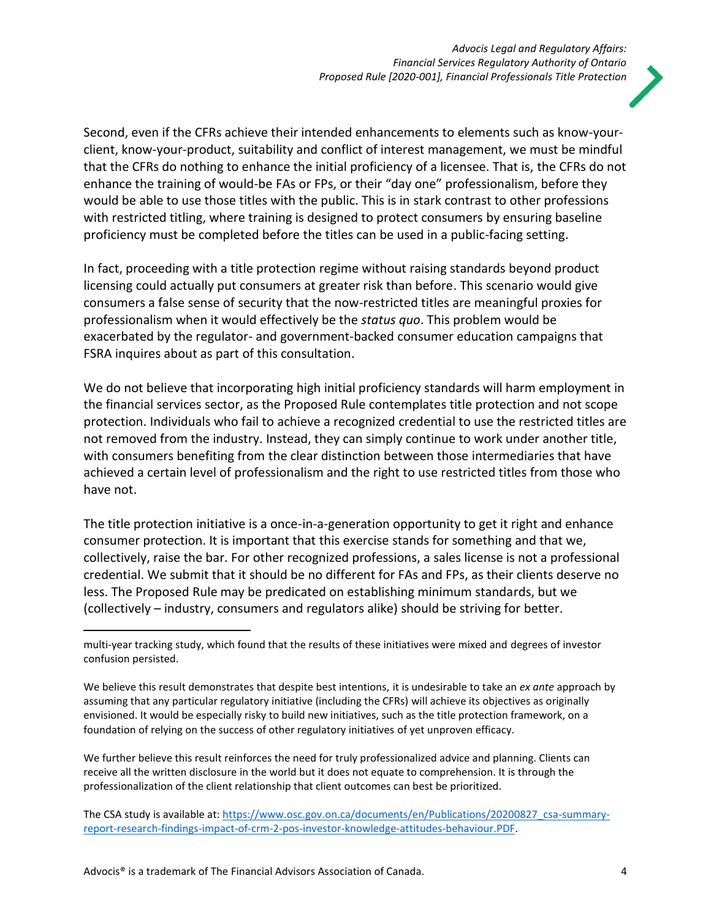Second, even if the CFRs achieve their intended enhancements to elements such as know-your-client, know-your-product, suitability and conflict of interest management, we must be mindful that the CFRs do nothing to enhance the initial proficiency of a licensee. That is, the CFRs do not enhance the training of would-be FAs or FPs, or their "day one" professionalism, before they would be able to use those titles with the public. This is in stark contrast to other professions with restricted titling, where training is designed to protect consumers by ensuring baseline proficiency must be completed before the titles can be used in a public-facing setting.

In fact, proceeding with a title protection regime without raising standards beyond product licensing could actually put consumers at greater risk than before. This scenario would give consumers a false sense of security that the now-restricted titles are meaningful proxies for professionalism when it would effectively be the *status quo*. This problem would be exacerbated by the regulator- and government-backed consumer education campaigns that FSRA inquires about as part of this consultation.

We do not believe that incorporating high initial proficiency standards will harm employment in the financial services sector, as the Proposed Rule contemplates title protection and not scope protection. Individuals who fail to achieve a recognized credential to use the restricted titles are not removed from the industry. Instead, they can simply continue to work under another title, with consumers benefiting from the clear distinction between those intermediaries that have achieved a certain level of professionalism and the right to use restricted titles from those who have not.

The title protection initiative is a once-in-a-generation opportunity to get it right and enhance consumer protection. It is important that this exercise stands for something and that we, collectively, raise the bar. For other recognized professions, a sales license is not a professional credential. We submit that it should be no different for FAs and FPs, as their clients deserve no less. The Proposed Rule may be predicated on establishing minimum standards, but we (collectively – industry, consumers and regulators alike) should be striving for better.

---

multi-year tracking study, which found that the results of these initiatives were mixed and degrees of investor confusion persisted.

We believe this result demonstrates that despite best intentions, it is undesirable to take an *ex ante* approach by assuming that any particular regulatory initiative (including the CFRs) will achieve its objectives as originally envisioned. It would be especially risky to build new initiatives, such as the title protection framework, on a foundation of relying on the success of other regulatory initiatives of yet unproven efficacy.

We further believe this result reinforces the need for truly professionalized advice and planning. Clients can receive all the written disclosure in the world but it does not equate to comprehension. It is through the professionalization of the client relationship that client outcomes can best be prioritized.

The CSA study is available at: https://www.osc.gov.on.ca/documents/en/Publications/20200827_csa-summary-report-research-findings-impact-of-crm-2-pos-investor-knowledge-attitudes-behaviour.PDF.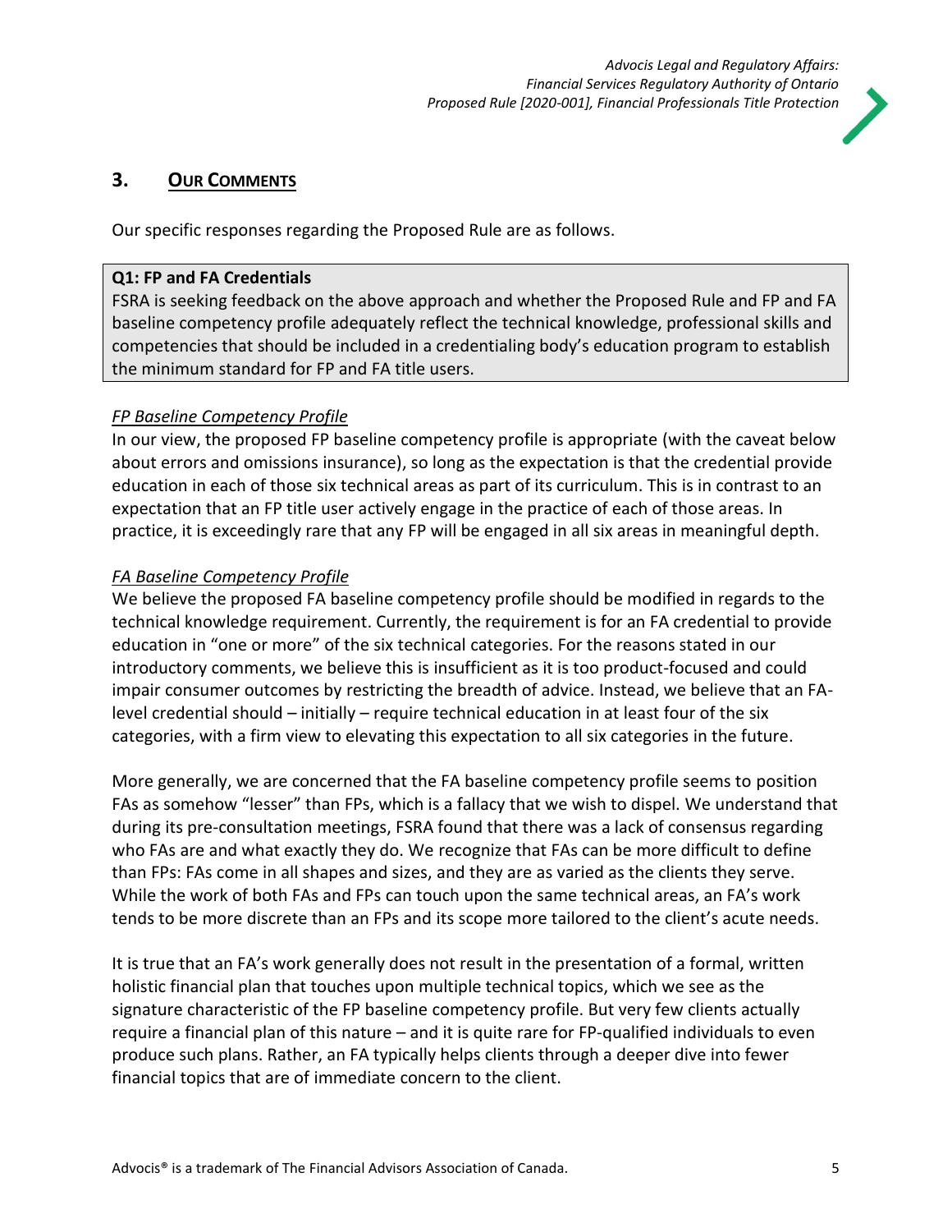## 3. OUR COMMENTS

Our specific responses regarding the Proposed Rule are as follows.

> **Q1: FP and FA Credentials**
> FSRA is seeking feedback on the above approach and whether the Proposed Rule and FP and FA baseline competency profile adequately reflect the technical knowledge, professional skills and competencies that should be included in a credentialing body's education program to establish the minimum standard for FP and FA title users.

*FP Baseline Competency Profile*

In our view, the proposed FP baseline competency profile is appropriate (with the caveat below about errors and omissions insurance), so long as the expectation is that the credential provide education in each of those six technical areas as part of its curriculum. This is in contrast to an expectation that an FP title user actively engage in the practice of each of those areas. In practice, it is exceedingly rare that any FP will be engaged in all six areas in meaningful depth.

*FA Baseline Competency Profile*

We believe the proposed FA baseline competency profile should be modified in regards to the technical knowledge requirement. Currently, the requirement is for an FA credential to provide education in "one or more" of the six technical categories. For the reasons stated in our introductory comments, we believe this is insufficient as it is too product-focused and could impair consumer outcomes by restricting the breadth of advice. Instead, we believe that an FA-level credential should – initially – require technical education in at least four of the six categories, with a firm view to elevating this expectation to all six categories in the future.

More generally, we are concerned that the FA baseline competency profile seems to position FAs as somehow "lesser" than FPs, which is a fallacy that we wish to dispel. We understand that during its pre-consultation meetings, FSRA found that there was a lack of consensus regarding who FAs are and what exactly they do. We recognize that FAs can be more difficult to define than FPs: FAs come in all shapes and sizes, and they are as varied as the clients they serve. While the work of both FAs and FPs can touch upon the same technical areas, an FA's work tends to be more discrete than an FPs and its scope more tailored to the client's acute needs.

It is true that an FA's work generally does not result in the presentation of a formal, written holistic financial plan that touches upon multiple technical topics, which we see as the signature characteristic of the FP baseline competency profile. But very few clients actually require a financial plan of this nature – and it is quite rare for FP-qualified individuals to even produce such plans. Rather, an FA typically helps clients through a deeper dive into fewer financial topics that are of immediate concern to the client.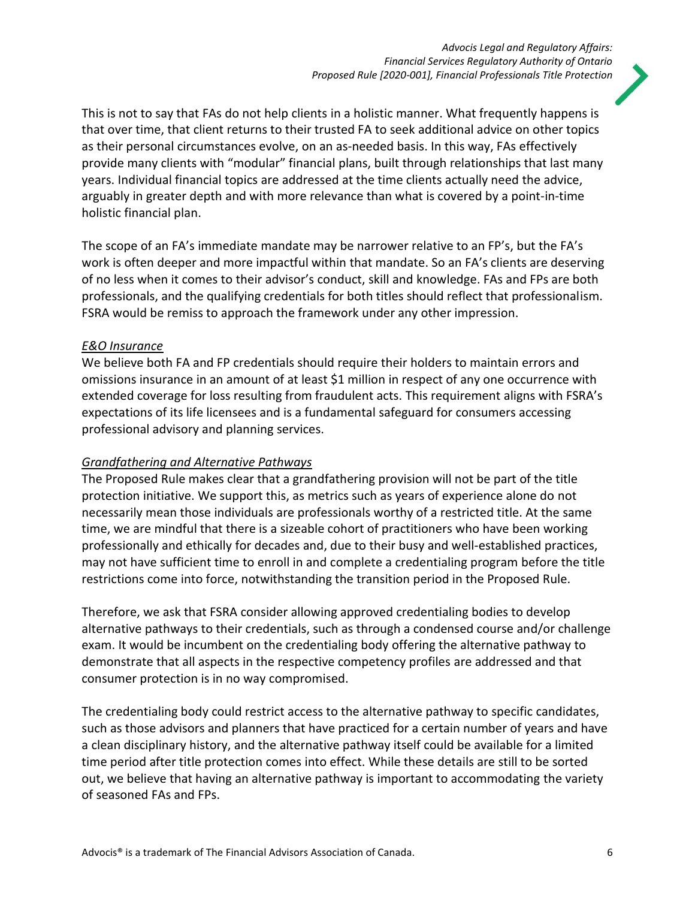This is not to say that FAs do not help clients in a holistic manner. What frequently happens is that over time, that client returns to their trusted FA to seek additional advice on other topics as their personal circumstances evolve, on an as-needed basis. In this way, FAs effectively provide many clients with "modular" financial plans, built through relationships that last many years. Individual financial topics are addressed at the time clients actually need the advice, arguably in greater depth and with more relevance than what is covered by a point-in-time holistic financial plan.

The scope of an FA's immediate mandate may be narrower relative to an FP's, but the FA's work is often deeper and more impactful within that mandate. So an FA's clients are deserving of no less when it comes to their advisor's conduct, skill and knowledge. FAs and FPs are both professionals, and the qualifying credentials for both titles should reflect that professionalism. FSRA would be remiss to approach the framework under any other impression.

*E&O Insurance*

We believe both FA and FP credentials should require their holders to maintain errors and omissions insurance in an amount of at least $1 million in respect of any one occurrence with extended coverage for loss resulting from fraudulent acts. This requirement aligns with FSRA's expectations of its life licensees and is a fundamental safeguard for consumers accessing professional advisory and planning services.

*Grandfathering and Alternative Pathways*

The Proposed Rule makes clear that a grandfathering provision will not be part of the title protection initiative. We support this, as metrics such as years of experience alone do not necessarily mean those individuals are professionals worthy of a restricted title. At the same time, we are mindful that there is a sizeable cohort of practitioners who have been working professionally and ethically for decades and, due to their busy and well-established practices, may not have sufficient time to enroll in and complete a credentialing program before the title restrictions come into force, notwithstanding the transition period in the Proposed Rule.

Therefore, we ask that FSRA consider allowing approved credentialing bodies to develop alternative pathways to their credentials, such as through a condensed course and/or challenge exam. It would be incumbent on the credentialing body offering the alternative pathway to demonstrate that all aspects in the respective competency profiles are addressed and that consumer protection is in no way compromised.

The credentialing body could restrict access to the alternative pathway to specific candidates, such as those advisors and planners that have practiced for a certain number of years and have a clean disciplinary history, and the alternative pathway itself could be available for a limited time period after title protection comes into effect. While these details are still to be sorted out, we believe that having an alternative pathway is important to accommodating the variety of seasoned FAs and FPs.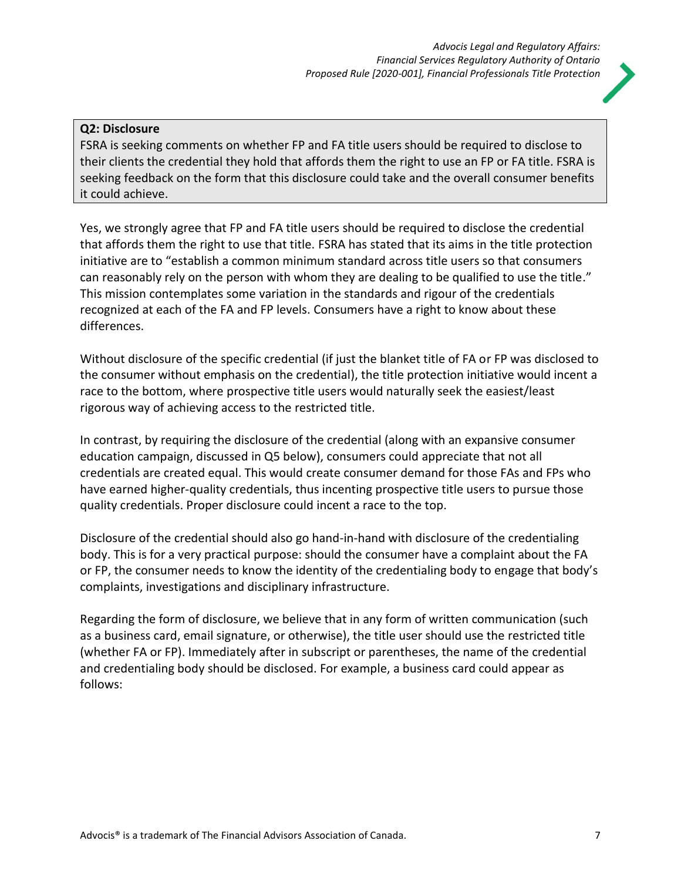**Q2: Disclosure**

FSRA is seeking comments on whether FP and FA title users should be required to disclose to their clients the credential they hold that affords them the right to use an FP or FA title. FSRA is seeking feedback on the form that this disclosure could take and the overall consumer benefits it could achieve.

Yes, we strongly agree that FP and FA title users should be required to disclose the credential that affords them the right to use that title. FSRA has stated that its aims in the title protection initiative are to "establish a common minimum standard across title users so that consumers can reasonably rely on the person with whom they are dealing to be qualified to use the title." This mission contemplates some variation in the standards and rigour of the credentials recognized at each of the FA and FP levels. Consumers have a right to know about these differences.

Without disclosure of the specific credential (if just the blanket title of FA or FP was disclosed to the consumer without emphasis on the credential), the title protection initiative would incent a race to the bottom, where prospective title users would naturally seek the easiest/least rigorous way of achieving access to the restricted title.

In contrast, by requiring the disclosure of the credential (along with an expansive consumer education campaign, discussed in Q5 below), consumers could appreciate that not all credentials are created equal. This would create consumer demand for those FAs and FPs who have earned higher-quality credentials, thus incenting prospective title users to pursue those quality credentials. Proper disclosure could incent a race to the top.

Disclosure of the credential should also go hand-in-hand with disclosure of the credentialing body. This is for a very practical purpose: should the consumer have a complaint about the FA or FP, the consumer needs to know the identity of the credentialing body to engage that body's complaints, investigations and disciplinary infrastructure.

Regarding the form of disclosure, we believe that in any form of written communication (such as a business card, email signature, or otherwise), the title user should use the restricted title (whether FA or FP). Immediately after in subscript or parentheses, the name of the credential and credentialing body should be disclosed. For example, a business card could appear as follows: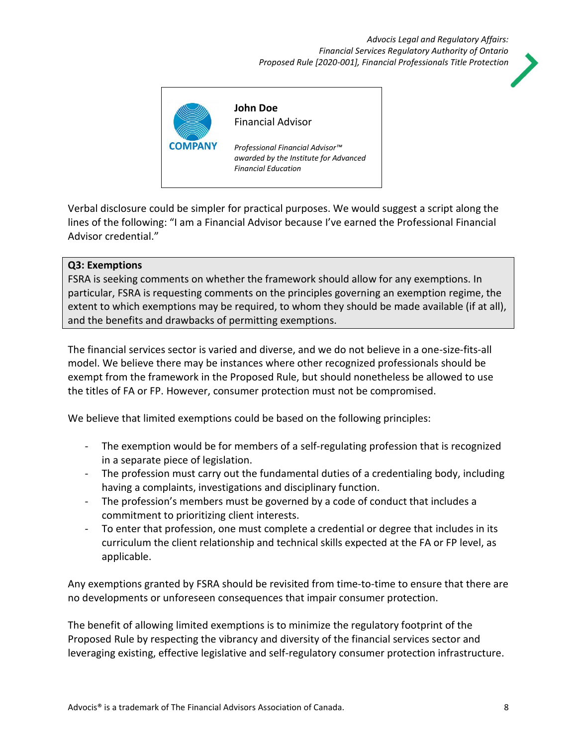John Doe
Financial Advisor

COMPANY

*Professional Financial Advisor™ awarded by the Institute for Advanced Financial Education*

Verbal disclosure could be simpler for practical purposes. We would suggest a script along the lines of the following: "I am a Financial Advisor because I've earned the Professional Financial Advisor credential."

**Q3: Exemptions**
FSRA is seeking comments on whether the framework should allow for any exemptions. In particular, FSRA is requesting comments on the principles governing an exemption regime, the extent to which exemptions may be required, to whom they should be made available (if at all), and the benefits and drawbacks of permitting exemptions.

The financial services sector is varied and diverse, and we do not believe in a one-size-fits-all model. We believe there may be instances where other recognized professionals should be exempt from the framework in the Proposed Rule, but should nonetheless be allowed to use the titles of FA or FP. However, consumer protection must not be compromised.

We believe that limited exemptions could be based on the following principles:

- The exemption would be for members of a self-regulating profession that is recognized in a separate piece of legislation.
- The profession must carry out the fundamental duties of a credentialing body, including having a complaints, investigations and disciplinary function.
- The profession's members must be governed by a code of conduct that includes a commitment to prioritizing client interests.
- To enter that profession, one must complete a credential or degree that includes in its curriculum the client relationship and technical skills expected at the FA or FP level, as applicable.

Any exemptions granted by FSRA should be revisited from time-to-time to ensure that there are no developments or unforeseen consequences that impair consumer protection.

The benefit of allowing limited exemptions is to minimize the regulatory footprint of the Proposed Rule by respecting the vibrancy and diversity of the financial services sector and leveraging existing, effective legislative and self-regulatory consumer protection infrastructure.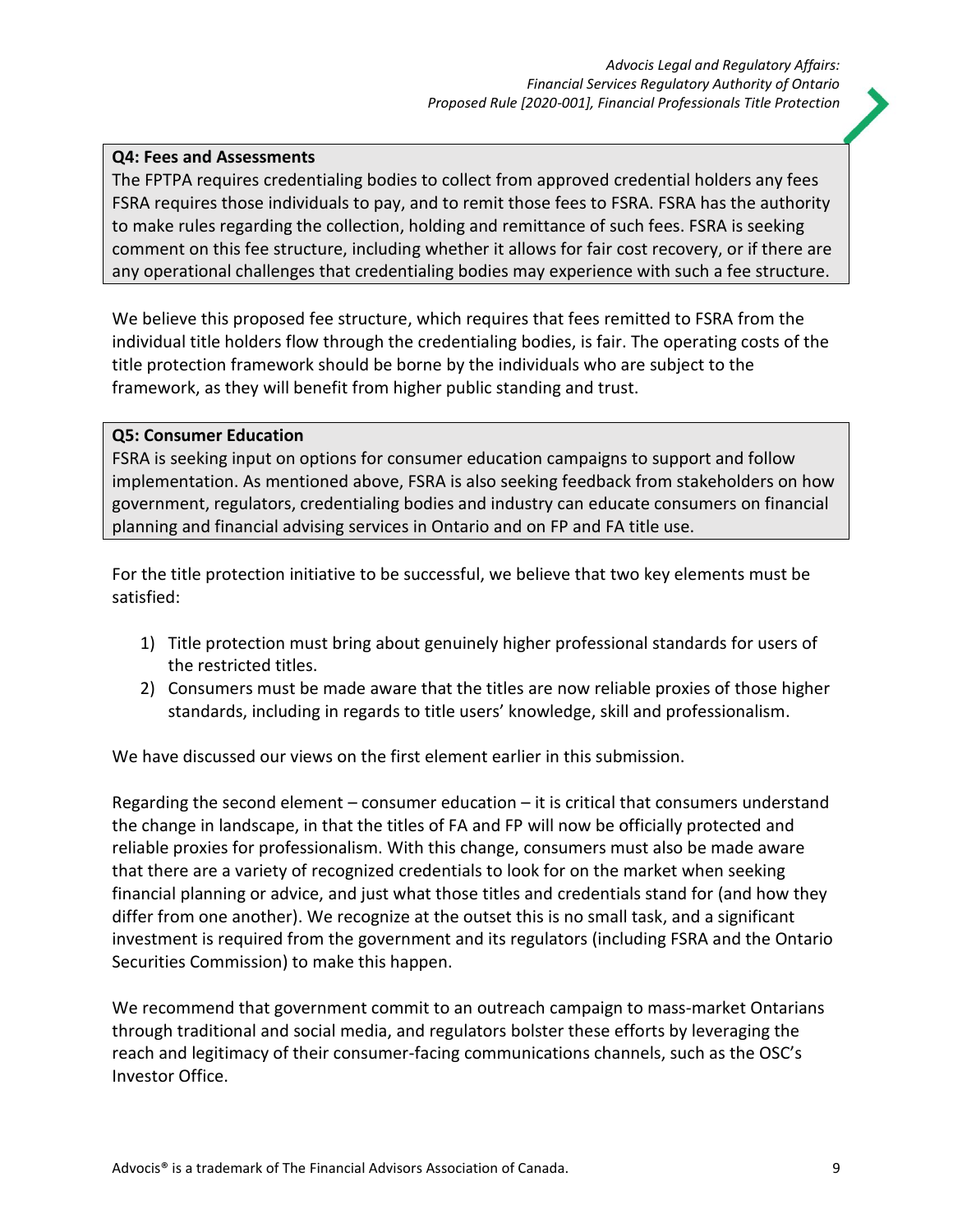**Q4: Fees and Assessments**
The FPTPA requires credentialing bodies to collect from approved credential holders any fees FSRA requires those individuals to pay, and to remit those fees to FSRA. FSRA has the authority to make rules regarding the collection, holding and remittance of such fees. FSRA is seeking comment on this fee structure, including whether it allows for fair cost recovery, or if there are any operational challenges that credentialing bodies may experience with such a fee structure.

We believe this proposed fee structure, which requires that fees remitted to FSRA from the individual title holders flow through the credentialing bodies, is fair. The operating costs of the title protection framework should be borne by the individuals who are subject to the framework, as they will benefit from higher public standing and trust.

**Q5: Consumer Education**
FSRA is seeking input on options for consumer education campaigns to support and follow implementation. As mentioned above, FSRA is also seeking feedback from stakeholders on how government, regulators, credentialing bodies and industry can educate consumers on financial planning and financial advising services in Ontario and on FP and FA title use.

For the title protection initiative to be successful, we believe that two key elements must be satisfied:

1) Title protection must bring about genuinely higher professional standards for users of the restricted titles.
2) Consumers must be made aware that the titles are now reliable proxies of those higher standards, including in regards to title users' knowledge, skill and professionalism.

We have discussed our views on the first element earlier in this submission.

Regarding the second element – consumer education – it is critical that consumers understand the change in landscape, in that the titles of FA and FP will now be officially protected and reliable proxies for professionalism. With this change, consumers must also be made aware that there are a variety of recognized credentials to look for on the market when seeking financial planning or advice, and just what those titles and credentials stand for (and how they differ from one another). We recognize at the outset this is no small task, and a significant investment is required from the government and its regulators (including FSRA and the Ontario Securities Commission) to make this happen.

We recommend that government commit to an outreach campaign to mass-market Ontarians through traditional and social media, and regulators bolster these efforts by leveraging the reach and legitimacy of their consumer-facing communications channels, such as the OSC's Investor Office.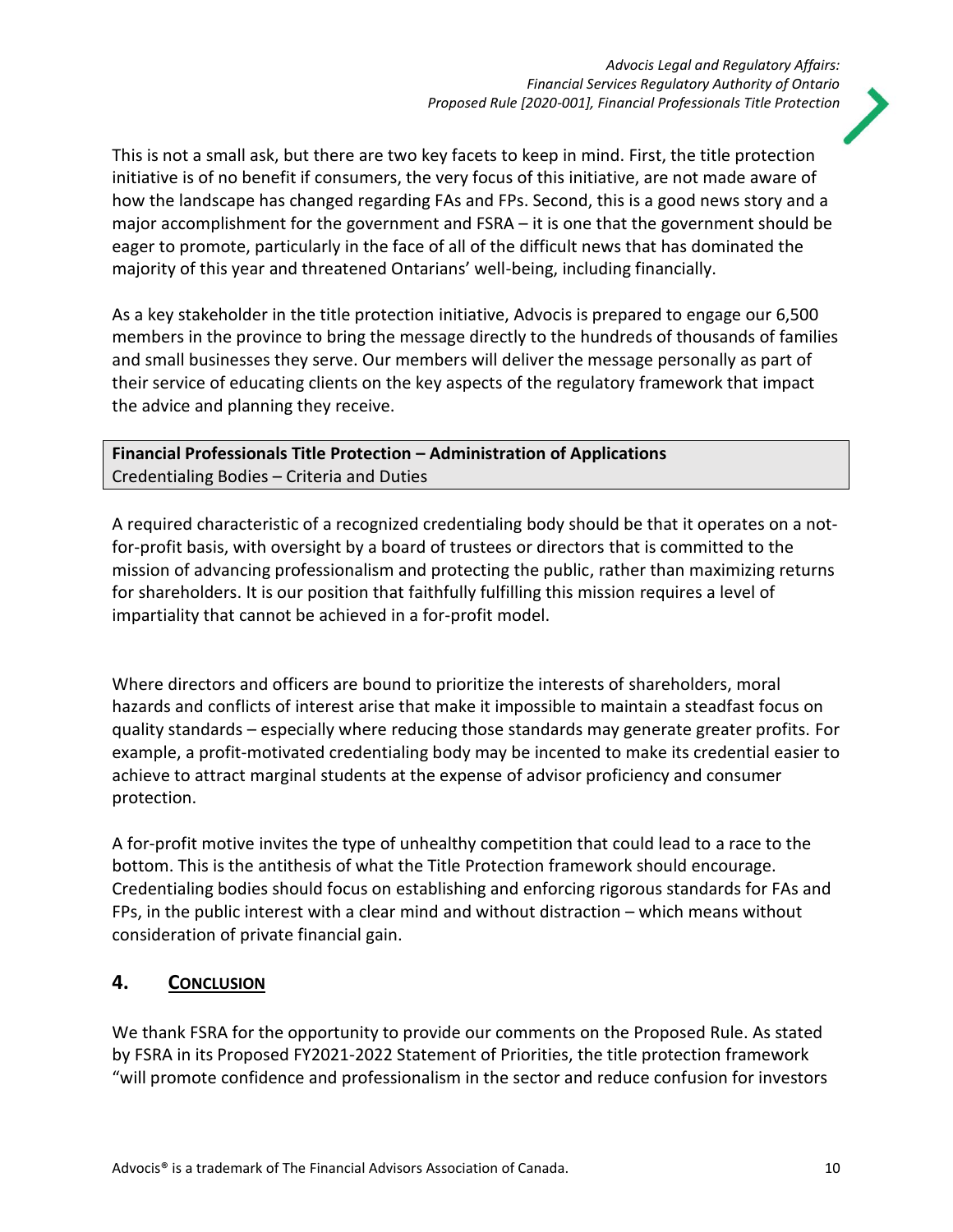This is not a small ask, but there are two key facets to keep in mind. First, the title protection initiative is of no benefit if consumers, the very focus of this initiative, are not made aware of how the landscape has changed regarding FAs and FPs. Second, this is a good news story and a major accomplishment for the government and FSRA – it is one that the government should be eager to promote, particularly in the face of all of the difficult news that has dominated the majority of this year and threatened Ontarians' well-being, including financially.

As a key stakeholder in the title protection initiative, Advocis is prepared to engage our 6,500 members in the province to bring the message directly to the hundreds of thousands of families and small businesses they serve. Our members will deliver the message personally as part of their service of educating clients on the key aspects of the regulatory framework that impact the advice and planning they receive.

**Financial Professionals Title Protection – Administration of Applications**
Credentialing Bodies – Criteria and Duties

A required characteristic of a recognized credentialing body should be that it operates on a not-for-profit basis, with oversight by a board of trustees or directors that is committed to the mission of advancing professionalism and protecting the public, rather than maximizing returns for shareholders. It is our position that faithfully fulfilling this mission requires a level of impartiality that cannot be achieved in a for-profit model.

Where directors and officers are bound to prioritize the interests of shareholders, moral hazards and conflicts of interest arise that make it impossible to maintain a steadfast focus on quality standards – especially where reducing those standards may generate greater profits. For example, a profit-motivated credentialing body may be incented to make its credential easier to achieve to attract marginal students at the expense of advisor proficiency and consumer protection.

A for-profit motive invites the type of unhealthy competition that could lead to a race to the bottom. This is the antithesis of what the Title Protection framework should encourage. Credentialing bodies should focus on establishing and enforcing rigorous standards for FAs and FPs, in the public interest with a clear mind and without distraction – which means without consideration of private financial gain.

## 4. CONCLUSION

We thank FSRA for the opportunity to provide our comments on the Proposed Rule. As stated by FSRA in its Proposed FY2021-2022 Statement of Priorities, the title protection framework "will promote confidence and professionalism in the sector and reduce confusion for investors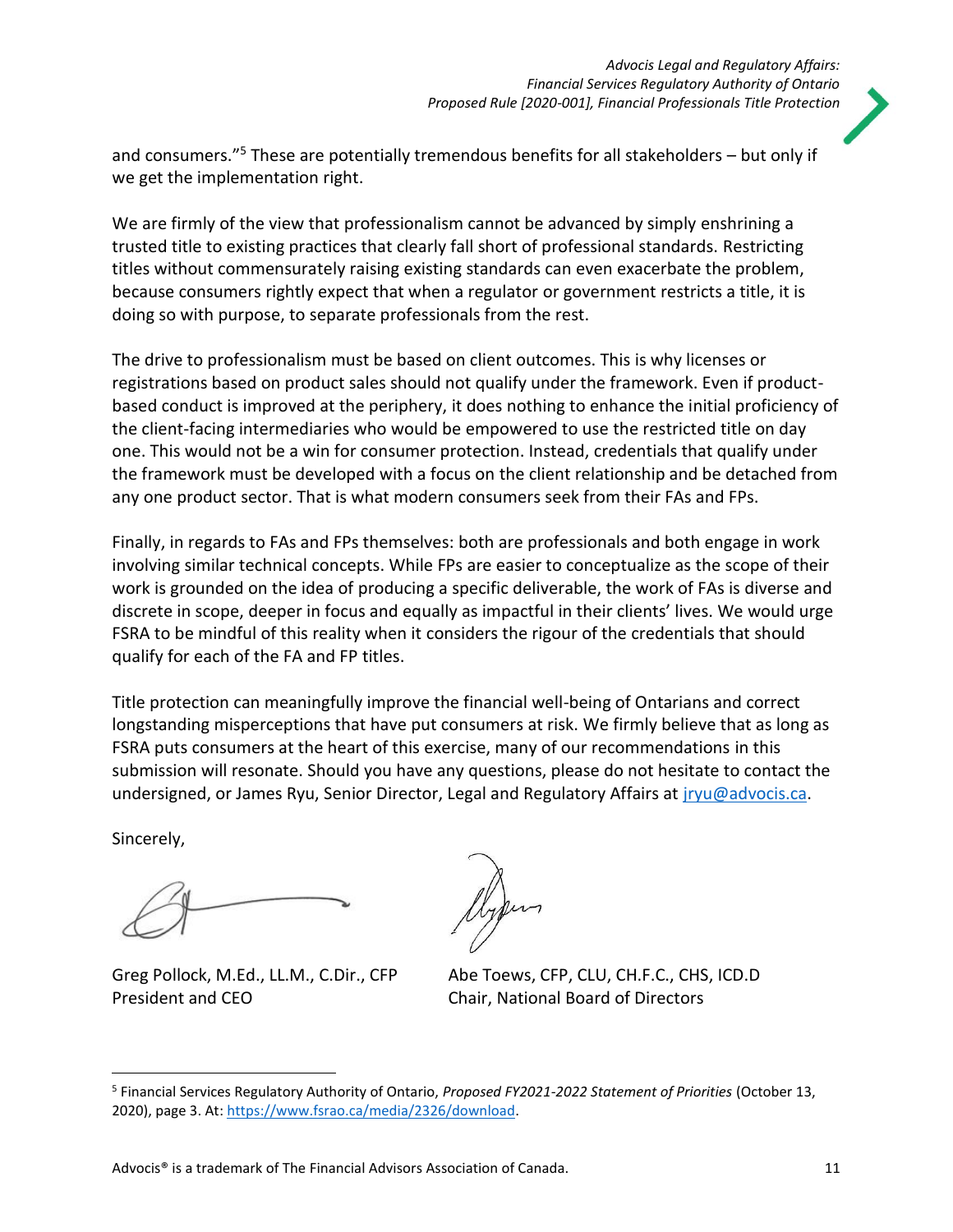and consumers."[5] These are potentially tremendous benefits for all stakeholders – but only if we get the implementation right.

We are firmly of the view that professionalism cannot be advanced by simply enshrining a trusted title to existing practices that clearly fall short of professional standards. Restricting titles without commensurately raising existing standards can even exacerbate the problem, because consumers rightly expect that when a regulator or government restricts a title, it is doing so with purpose, to separate professionals from the rest.

The drive to professionalism must be based on client outcomes. This is why licenses or registrations based on product sales should not qualify under the framework. Even if product-based conduct is improved at the periphery, it does nothing to enhance the initial proficiency of the client-facing intermediaries who would be empowered to use the restricted title on day one. This would not be a win for consumer protection. Instead, credentials that qualify under the framework must be developed with a focus on the client relationship and be detached from any one product sector. That is what modern consumers seek from their FAs and FPs.

Finally, in regards to FAs and FPs themselves: both are professionals and both engage in work involving similar technical concepts. While FPs are easier to conceptualize as the scope of their work is grounded on the idea of producing a specific deliverable, the work of FAs is diverse and discrete in scope, deeper in focus and equally as impactful in their clients' lives. We would urge FSRA to be mindful of this reality when it considers the rigour of the credentials that should qualify for each of the FA and FP titles.

Title protection can meaningfully improve the financial well-being of Ontarians and correct longstanding misperceptions that have put consumers at risk. We firmly believe that as long as FSRA puts consumers at the heart of this exercise, many of our recommendations in this submission will resonate. Should you have any questions, please do not hesitate to contact the undersigned, or James Ryu, Senior Director, Legal and Regulatory Affairs at jryu@advocis.ca.

Sincerely,

Greg Pollock, M.Ed., LL.M., C.Dir., CFP
President and CEO

Abe Toews, CFP, CLU, CH.F.C., CHS, ICD.D
Chair, National Board of Directors

---

[5] Financial Services Regulatory Authority of Ontario, *Proposed FY2021-2022 Statement of Priorities* (October 13, 2020), page 3. At: https://www.fsrao.ca/media/2326/download.

Advocis® is a trademark of The Financial Advisors Association of Canada.